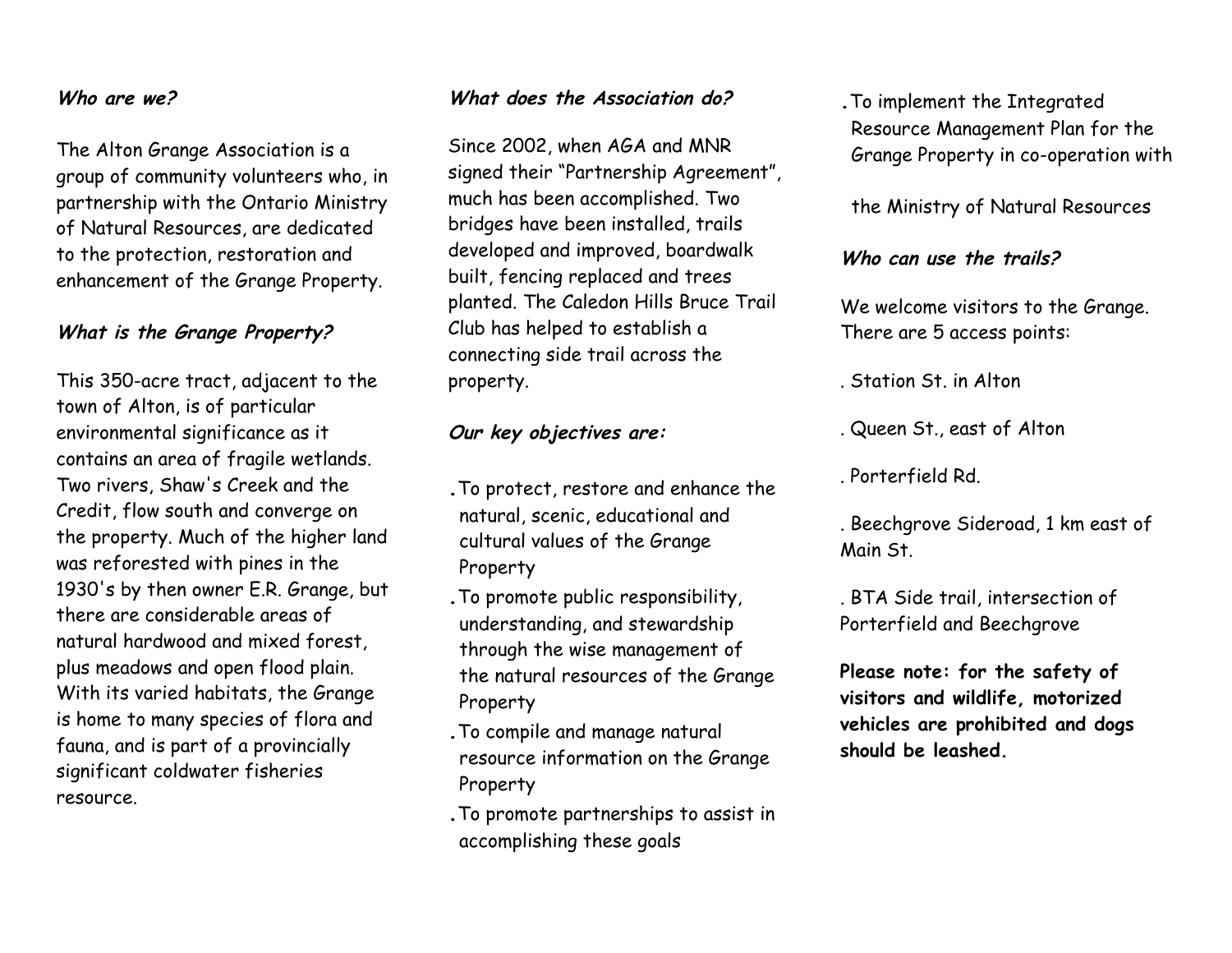### *Who are we?*

The Alton Grange Association is a group of community volunteers who, in partnership with the Ontario Ministry of Natural Resources, are dedicated to the protection, restoration and enhancement of the Grange Property.

### *What is the Grange Property?*

This 350-acre tract, adjacent to the town of Alton, is of particular environmental significance as it contains an area of fragile wetlands. Two rivers, Shaw's Creek and the Credit, flow south and converge on the property. Much of the higher land was reforested with pines in the 1930's by then owner E.R. Grange, but there are considerable areas of natural hardwood and mixed forest, plus meadows and open flood plain. With its varied habitats, the Grange is home to many species of flora and fauna, and is part of a provincially significant coldwater fisheries resource.

### *What does the Association do?*

Since 2002, when AGA and MNR signed their "Partnership Agreement", much has been accomplished. Two bridges have been installed, trails developed and improved, boardwalk built, fencing replaced and trees planted. The Caledon Hills Bruce Trail Club has helped to establish a connecting side trail across the property.

### *Our key objectives are:*

- To protect, restore and enhance the natural, scenic, educational and cultural values of the Grange Property
- To promote public responsibility, understanding, and stewardship through the wise management of the natural resources of the Grange Property
- To compile and manage natural resource information on the Grange Property
- To promote partnerships to assist in accomplishing these goals
- To implement the Integrated Resource Management Plan for the Grange Property in co-operation with the Ministry of Natural Resources

### *Who can use the trails?*

We welcome visitors to the Grange. There are 5 access points:

- Station St. in Alton
- Queen St., east of Alton
- Porterfield Rd.
- Beechgrove Sideroad, 1 km east of Main St.
- BTA Side trail, intersection of Porterfield and Beechgrove

**Please note: for the safety of visitors and wildlife, motorized vehicles are prohibited and dogs should be leashed.**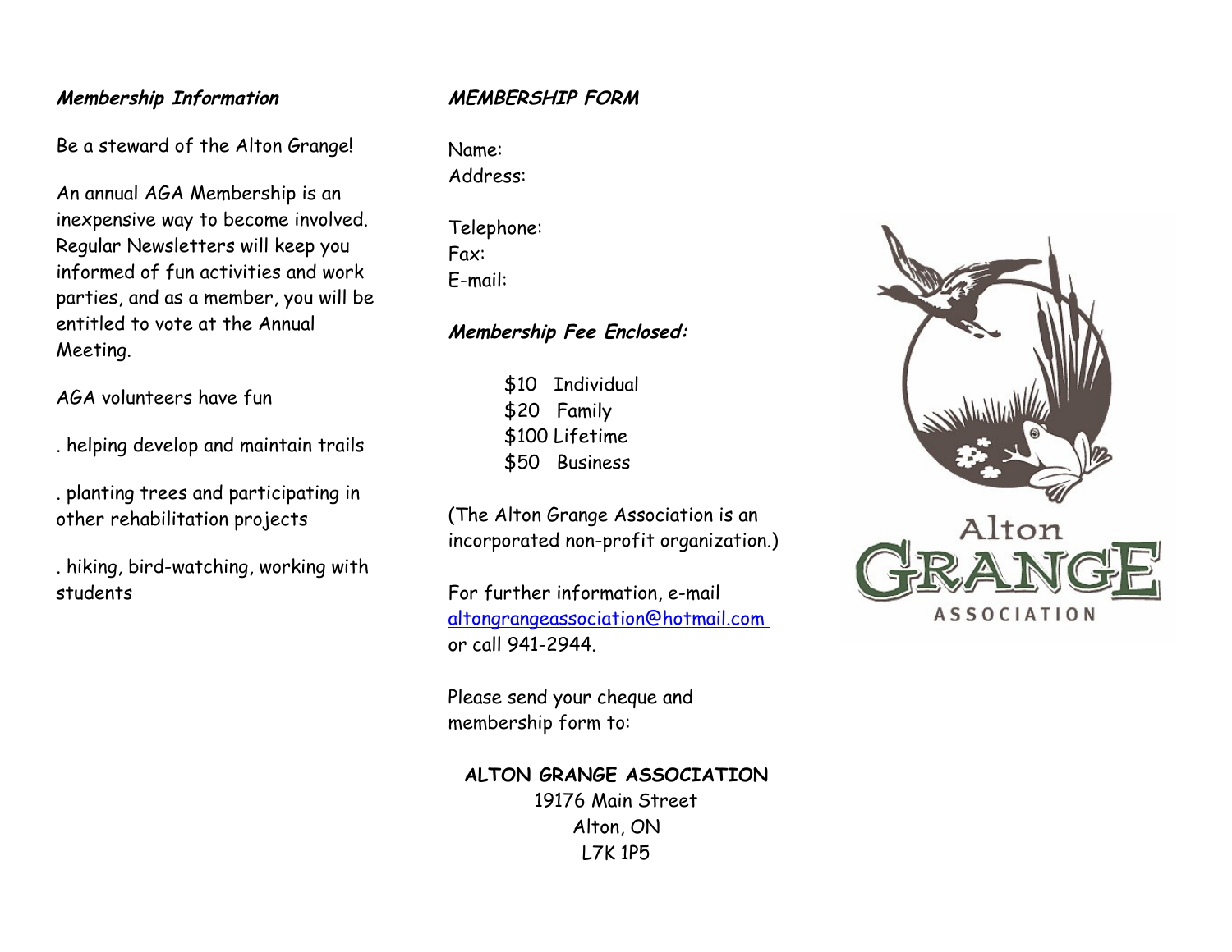### *Membership Information*

Be a steward of the Alton Grange!

An annual AGA Membership is an inexpensive way to become involved. Regular Newsletters will keep you informed of fun activities and work parties, and as a member, you will be entitled to vote at the Annual Meeting.

AGA volunteers have fun

. helping develop and maintain trails

. planting trees and participating in other rehabilitation projects

. hiking, bird-watching, working with students

### *MEMBERSHIP FORM*

Name:
Address:

Telephone:
Fax:
E-mail:

***Membership Fee Enclosed:***

$10 Individual
$20 Family
$100 Lifetime
$50 Business

(The Alton Grange Association is an incorporated non-profit organization.)

For further information, e-mail altongrangeassociation@hotmail.com or call 941-2944.

Please send your cheque and membership form to:

**ALTON GRANGE ASSOCIATION**
19176 Main Street
Alton, ON
L7K 1P5

Alton
GRANGE
ASSOCIATION